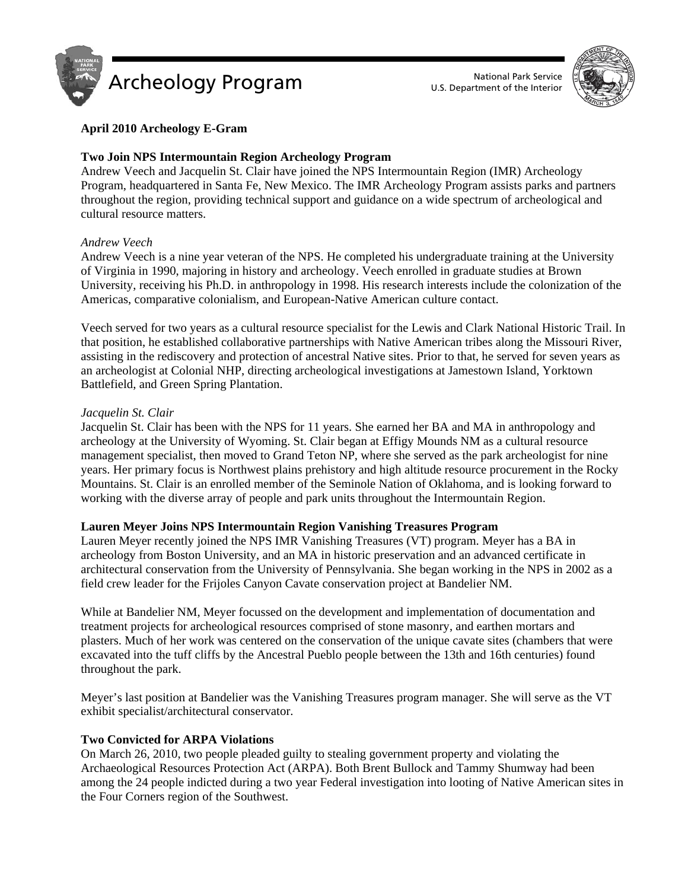# Archeology Program

National Park Service
U.S. Department of the Interior

**April 2010 Archeology E-Gram**

## Two Join NPS Intermountain Region Archeology Program

Andrew Veech and Jacquelin St. Clair have joined the NPS Intermountain Region (IMR) Archeology Program, headquartered in Santa Fe, New Mexico. The IMR Archeology Program assists parks and partners throughout the region, providing technical support and guidance on a wide spectrum of archeological and cultural resource matters.

*Andrew Veech*

Andrew Veech is a nine year veteran of the NPS. He completed his undergraduate training at the University of Virginia in 1990, majoring in history and archeology. Veech enrolled in graduate studies at Brown University, receiving his Ph.D. in anthropology in 1998. His research interests include the colonization of the Americas, comparative colonialism, and European-Native American culture contact.

Veech served for two years as a cultural resource specialist for the Lewis and Clark National Historic Trail. In that position, he established collaborative partnerships with Native American tribes along the Missouri River, assisting in the rediscovery and protection of ancestral Native sites. Prior to that, he served for seven years as an archeologist at Colonial NHP, directing archeological investigations at Jamestown Island, Yorktown Battlefield, and Green Spring Plantation.

*Jacquelin St. Clair*

Jacquelin St. Clair has been with the NPS for 11 years. She earned her BA and MA in anthropology and archeology at the University of Wyoming. St. Clair began at Effigy Mounds NM as a cultural resource management specialist, then moved to Grand Teton NP, where she served as the park archeologist for nine years. Her primary focus is Northwest plains prehistory and high altitude resource procurement in the Rocky Mountains. St. Clair is an enrolled member of the Seminole Nation of Oklahoma, and is looking forward to working with the diverse array of people and park units throughout the Intermountain Region.

## Lauren Meyer Joins NPS Intermountain Region Vanishing Treasures Program

Lauren Meyer recently joined the NPS IMR Vanishing Treasures (VT) program. Meyer has a BA in archeology from Boston University, and an MA in historic preservation and an advanced certificate in architectural conservation from the University of Pennsylvania. She began working in the NPS in 2002 as a field crew leader for the Frijoles Canyon Cavate conservation project at Bandelier NM.

While at Bandelier NM, Meyer focussed on the development and implementation of documentation and treatment projects for archeological resources comprised of stone masonry, and earthen mortars and plasters. Much of her work was centered on the conservation of the unique cavate sites (chambers that were excavated into the tuff cliffs by the Ancestral Pueblo people between the 13th and 16th centuries) found throughout the park.

Meyer's last position at Bandelier was the Vanishing Treasures program manager. She will serve as the VT exhibit specialist/architectural conservator.

## Two Convicted for ARPA Violations

On March 26, 2010, two people pleaded guilty to stealing government property and violating the Archaeological Resources Protection Act (ARPA). Both Brent Bullock and Tammy Shumway had been among the 24 people indicted during a two year Federal investigation into looting of Native American sites in the Four Corners region of the Southwest.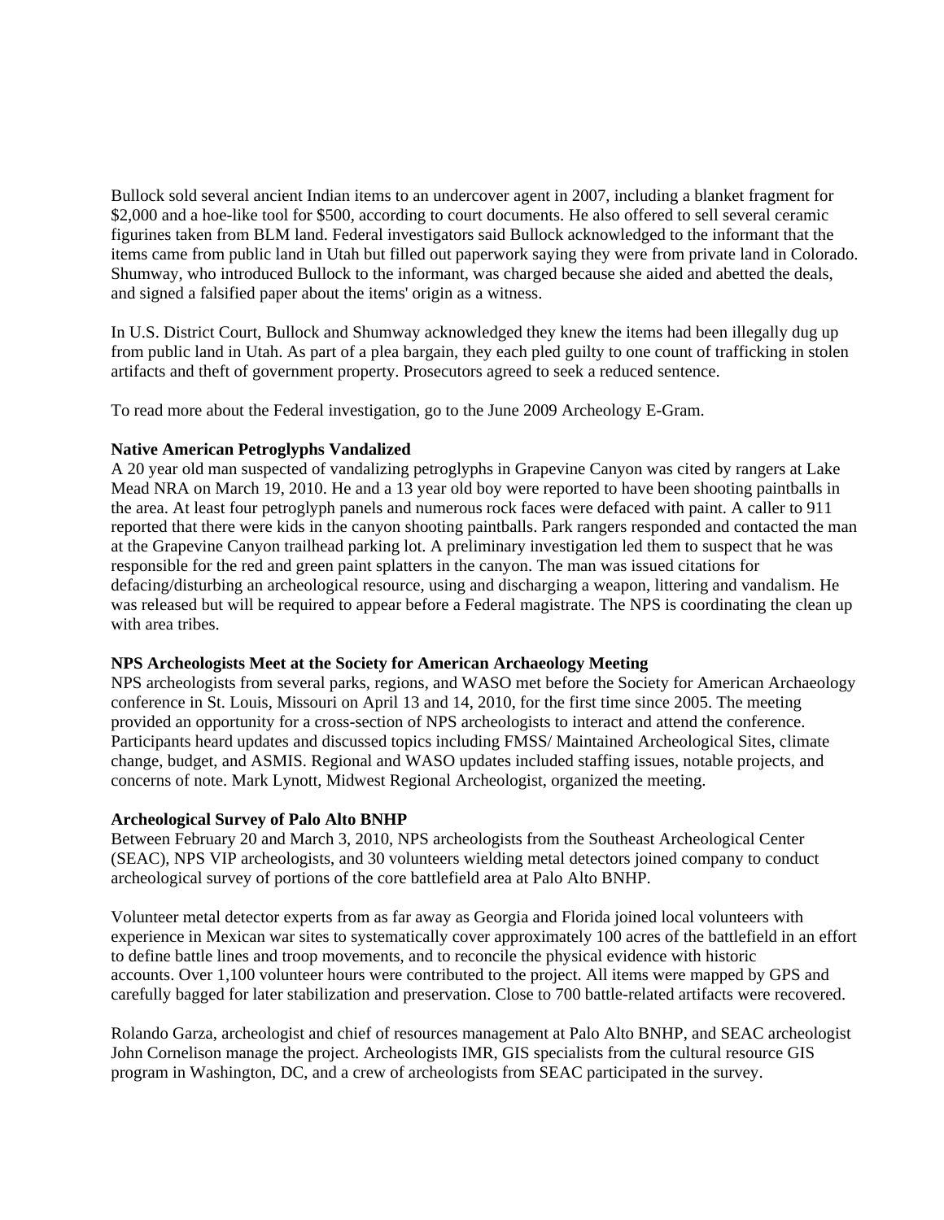Bullock sold several ancient Indian items to an undercover agent in 2007, including a blanket fragment for $2,000 and a hoe-like tool for $500, according to court documents. He also offered to sell several ceramic figurines taken from BLM land. Federal investigators said Bullock acknowledged to the informant that the items came from public land in Utah but filled out paperwork saying they were from private land in Colorado. Shumway, who introduced Bullock to the informant, was charged because she aided and abetted the deals, and signed a falsified paper about the items' origin as a witness.

In U.S. District Court, Bullock and Shumway acknowledged they knew the items had been illegally dug up from public land in Utah. As part of a plea bargain, they each pled guilty to one count of trafficking in stolen artifacts and theft of government property. Prosecutors agreed to seek a reduced sentence.

To read more about the Federal investigation, go to the June 2009 Archeology E-Gram.

**Native American Petroglyphs Vandalized**

A 20 year old man suspected of vandalizing petroglyphs in Grapevine Canyon was cited by rangers at Lake Mead NRA on March 19, 2010. He and a 13 year old boy were reported to have been shooting paintballs in the area. At least four petroglyph panels and numerous rock faces were defaced with paint. A caller to 911 reported that there were kids in the canyon shooting paintballs. Park rangers responded and contacted the man at the Grapevine Canyon trailhead parking lot. A preliminary investigation led them to suspect that he was responsible for the red and green paint splatters in the canyon. The man was issued citations for defacing/disturbing an archeological resource, using and discharging a weapon, littering and vandalism. He was released but will be required to appear before a Federal magistrate. The NPS is coordinating the clean up with area tribes.

**NPS Archeologists Meet at the Society for American Archaeology Meeting**

NPS archeologists from several parks, regions, and WASO met before the Society for American Archaeology conference in St. Louis, Missouri on April 13 and 14, 2010, for the first time since 2005. The meeting provided an opportunity for a cross-section of NPS archeologists to interact and attend the conference. Participants heard updates and discussed topics including FMSS/ Maintained Archeological Sites, climate change, budget, and ASMIS. Regional and WASO updates included staffing issues, notable projects, and concerns of note. Mark Lynott, Midwest Regional Archeologist, organized the meeting.

**Archeological Survey of Palo Alto BNHP**

Between February 20 and March 3, 2010, NPS archeologists from the Southeast Archeological Center (SEAC), NPS VIP archeologists, and 30 volunteers wielding metal detectors joined company to conduct archeological survey of portions of the core battlefield area at Palo Alto BNHP.

Volunteer metal detector experts from as far away as Georgia and Florida joined local volunteers with experience in Mexican war sites to systematically cover approximately 100 acres of the battlefield in an effort to define battle lines and troop movements, and to reconcile the physical evidence with historic accounts. Over 1,100 volunteer hours were contributed to the project. All items were mapped by GPS and carefully bagged for later stabilization and preservation. Close to 700 battle-related artifacts were recovered.

Rolando Garza, archeologist and chief of resources management at Palo Alto BNHP, and SEAC archeologist John Cornelison manage the project. Archeologists IMR, GIS specialists from the cultural resource GIS program in Washington, DC, and a crew of archeologists from SEAC participated in the survey.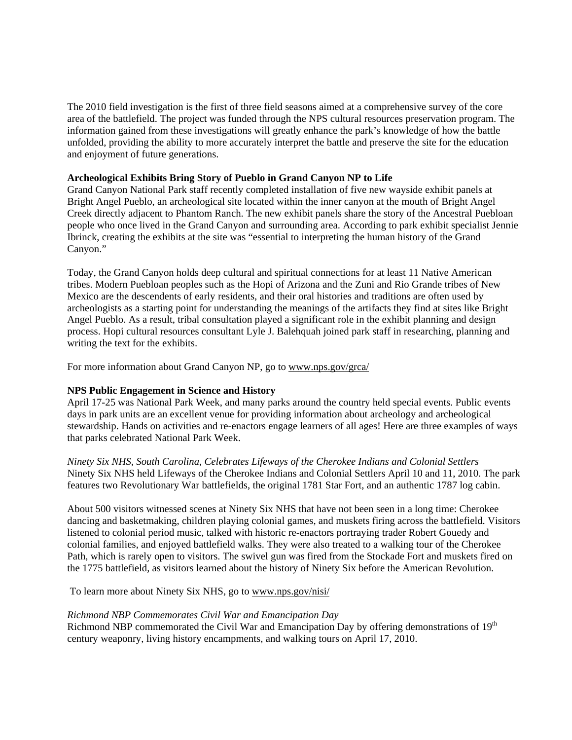The 2010 field investigation is the first of three field seasons aimed at a comprehensive survey of the core area of the battlefield. The project was funded through the NPS cultural resources preservation program. The information gained from these investigations will greatly enhance the park's knowledge of how the battle unfolded, providing the ability to more accurately interpret the battle and preserve the site for the education and enjoyment of future generations.

**Archeological Exhibits Bring Story of Pueblo in Grand Canyon NP to Life**

Grand Canyon National Park staff recently completed installation of five new wayside exhibit panels at Bright Angel Pueblo, an archeological site located within the inner canyon at the mouth of Bright Angel Creek directly adjacent to Phantom Ranch. The new exhibit panels share the story of the Ancestral Puebloan people who once lived in the Grand Canyon and surrounding area. According to park exhibit specialist Jennie Ibrinck, creating the exhibits at the site was "essential to interpreting the human history of the Grand Canyon."

Today, the Grand Canyon holds deep cultural and spiritual connections for at least 11 Native American tribes. Modern Puebloan peoples such as the Hopi of Arizona and the Zuni and Rio Grande tribes of New Mexico are the descendents of early residents, and their oral histories and traditions are often used by archeologists as a starting point for understanding the meanings of the artifacts they find at sites like Bright Angel Pueblo. As a result, tribal consultation played a significant role in the exhibit planning and design process. Hopi cultural resources consultant Lyle J. Balehquah joined park staff in researching, planning and writing the text for the exhibits.

For more information about Grand Canyon NP, go to www.nps.gov/grca/

**NPS Public Engagement in Science and History**

April 17-25 was National Park Week, and many parks around the country held special events. Public events days in park units are an excellent venue for providing information about archeology and archeological stewardship. Hands on activities and re-enactors engage learners of all ages! Here are three examples of ways that parks celebrated National Park Week.

*Ninety Six NHS, South Carolina, Celebrates Lifeways of the Cherokee Indians and Colonial Settlers*

Ninety Six NHS held Lifeways of the Cherokee Indians and Colonial Settlers April 10 and 11, 2010. The park features two Revolutionary War battlefields, the original 1781 Star Fort, and an authentic 1787 log cabin.

About 500 visitors witnessed scenes at Ninety Six NHS that have not been seen in a long time: Cherokee dancing and basketmaking, children playing colonial games, and muskets firing across the battlefield. Visitors listened to colonial period music, talked with historic re-enactors portraying trader Robert Gouedy and colonial families, and enjoyed battlefield walks. They were also treated to a walking tour of the Cherokee Path, which is rarely open to visitors. The swivel gun was fired from the Stockade Fort and muskets fired on the 1775 battlefield, as visitors learned about the history of Ninety Six before the American Revolution.

To learn more about Ninety Six NHS, go to www.nps.gov/nisi/

*Richmond NBP Commemorates Civil War and Emancipation Day*

Richmond NBP commemorated the Civil War and Emancipation Day by offering demonstrations of 19th century weaponry, living history encampments, and walking tours on April 17, 2010.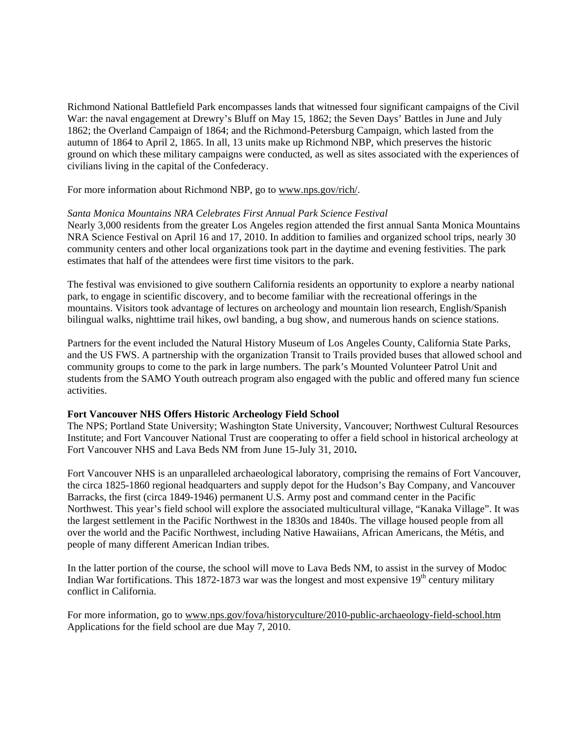Richmond National Battlefield Park encompasses lands that witnessed four significant campaigns of the Civil War: the naval engagement at Drewry's Bluff on May 15, 1862; the Seven Days' Battles in June and July 1862; the Overland Campaign of 1864; and the Richmond-Petersburg Campaign, which lasted from the autumn of 1864 to April 2, 1865. In all, 13 units make up Richmond NBP, which preserves the historic ground on which these military campaigns were conducted, as well as sites associated with the experiences of civilians living in the capital of the Confederacy.

For more information about Richmond NBP, go to www.nps.gov/rich/.

*Santa Monica Mountains NRA Celebrates First Annual Park Science Festival*

Nearly 3,000 residents from the greater Los Angeles region attended the first annual Santa Monica Mountains NRA Science Festival on April 16 and 17, 2010. In addition to families and organized school trips, nearly 30 community centers and other local organizations took part in the daytime and evening festivities. The park estimates that half of the attendees were first time visitors to the park.

The festival was envisioned to give southern California residents an opportunity to explore a nearby national park, to engage in scientific discovery, and to become familiar with the recreational offerings in the mountains. Visitors took advantage of lectures on archeology and mountain lion research, English/Spanish bilingual walks, nighttime trail hikes, owl banding, a bug show, and numerous hands on science stations.

Partners for the event included the Natural History Museum of Los Angeles County, California State Parks, and the US FWS. A partnership with the organization Transit to Trails provided buses that allowed school and community groups to come to the park in large numbers. The park's Mounted Volunteer Patrol Unit and students from the SAMO Youth outreach program also engaged with the public and offered many fun science activities.

**Fort Vancouver NHS Offers Historic Archeology Field School**

The NPS; Portland State University; Washington State University, Vancouver; Northwest Cultural Resources Institute; and Fort Vancouver National Trust are cooperating to offer a field school in historical archeology at Fort Vancouver NHS and Lava Beds NM from June 15-July 31, 2010**.**

Fort Vancouver NHS is an unparalleled archaeological laboratory, comprising the remains of Fort Vancouver, the circa 1825-1860 regional headquarters and supply depot for the Hudson's Bay Company, and Vancouver Barracks, the first (circa 1849-1946) permanent U.S. Army post and command center in the Pacific Northwest. This year's field school will explore the associated multicultural village, "Kanaka Village". It was the largest settlement in the Pacific Northwest in the 1830s and 1840s. The village housed people from all over the world and the Pacific Northwest, including Native Hawaiians, African Americans, the Métis, and people of many different American Indian tribes.

In the latter portion of the course, the school will move to Lava Beds NM, to assist in the survey of Modoc Indian War fortifications. This 1872-1873 war was the longest and most expensive 19th century military conflict in California.

For more information, go to www.nps.gov/fova/historyculture/2010-public-archaeology-field-school.htm Applications for the field school are due May 7, 2010.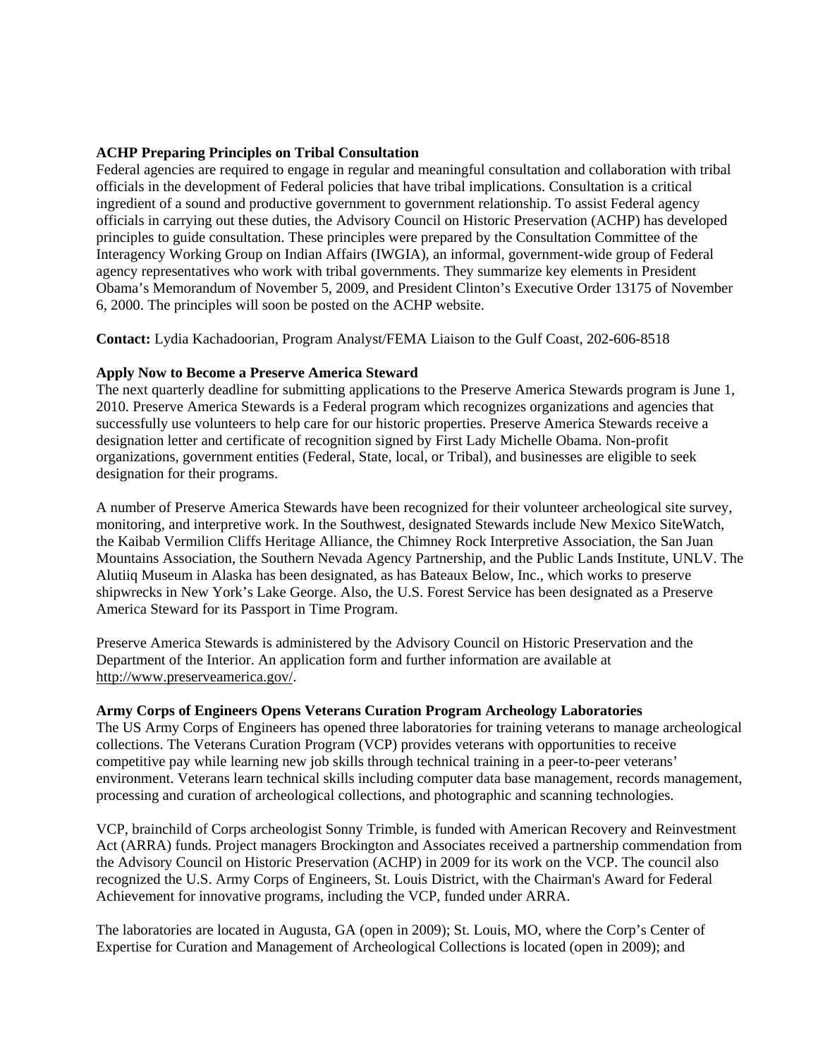**ACHP Preparing Principles on Tribal Consultation**

Federal agencies are required to engage in regular and meaningful consultation and collaboration with tribal officials in the development of Federal policies that have tribal implications. Consultation is a critical ingredient of a sound and productive government to government relationship. To assist Federal agency officials in carrying out these duties, the Advisory Council on Historic Preservation (ACHP) has developed principles to guide consultation. These principles were prepared by the Consultation Committee of the Interagency Working Group on Indian Affairs (IWGIA), an informal, government-wide group of Federal agency representatives who work with tribal governments. They summarize key elements in President Obama's Memorandum of November 5, 2009, and President Clinton's Executive Order 13175 of November 6, 2000. The principles will soon be posted on the ACHP website.

**Contact:** Lydia Kachadoorian, Program Analyst/FEMA Liaison to the Gulf Coast, 202-606-8518

**Apply Now to Become a Preserve America Steward**

The next quarterly deadline for submitting applications to the Preserve America Stewards program is June 1, 2010. Preserve America Stewards is a Federal program which recognizes organizations and agencies that successfully use volunteers to help care for our historic properties. Preserve America Stewards receive a designation letter and certificate of recognition signed by First Lady Michelle Obama. Non-profit organizations, government entities (Federal, State, local, or Tribal), and businesses are eligible to seek designation for their programs.

A number of Preserve America Stewards have been recognized for their volunteer archeological site survey, monitoring, and interpretive work. In the Southwest, designated Stewards include New Mexico SiteWatch, the Kaibab Vermilion Cliffs Heritage Alliance, the Chimney Rock Interpretive Association, the San Juan Mountains Association, the Southern Nevada Agency Partnership, and the Public Lands Institute, UNLV. The Alutiiq Museum in Alaska has been designated, as has Bateaux Below, Inc., which works to preserve shipwrecks in New York's Lake George. Also, the U.S. Forest Service has been designated as a Preserve America Steward for its Passport in Time Program.

Preserve America Stewards is administered by the Advisory Council on Historic Preservation and the Department of the Interior. An application form and further information are available at http://www.preserveamerica.gov/.

**Army Corps of Engineers Opens Veterans Curation Program Archeology Laboratories**

The US Army Corps of Engineers has opened three laboratories for training veterans to manage archeological collections. The Veterans Curation Program (VCP) provides veterans with opportunities to receive competitive pay while learning new job skills through technical training in a peer-to-peer veterans' environment. Veterans learn technical skills including computer data base management, records management, processing and curation of archeological collections, and photographic and scanning technologies.

VCP, brainchild of Corps archeologist Sonny Trimble, is funded with American Recovery and Reinvestment Act (ARRA) funds. Project managers Brockington and Associates received a partnership commendation from the Advisory Council on Historic Preservation (ACHP) in 2009 for its work on the VCP. The council also recognized the U.S. Army Corps of Engineers, St. Louis District, with the Chairman's Award for Federal Achievement for innovative programs, including the VCP, funded under ARRA.

The laboratories are located in Augusta, GA (open in 2009); St. Louis, MO, where the Corp's Center of Expertise for Curation and Management of Archeological Collections is located (open in 2009); and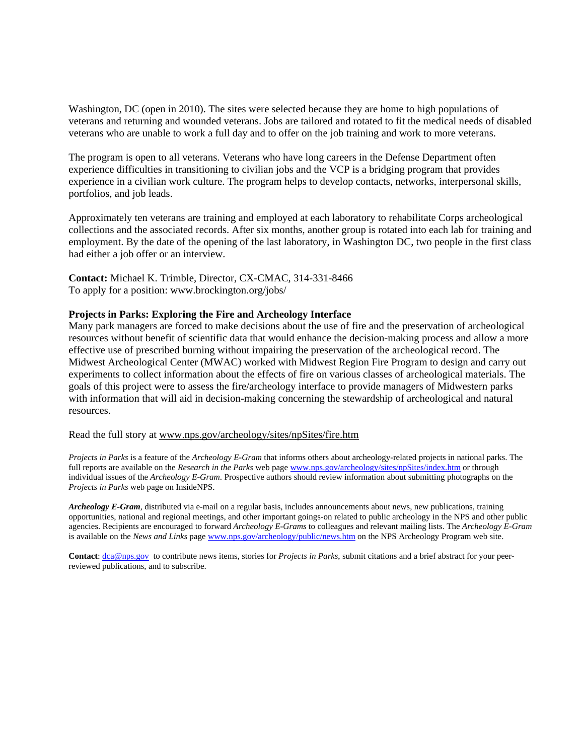Washington, DC (open in 2010). The sites were selected because they are home to high populations of veterans and returning and wounded veterans. Jobs are tailored and rotated to fit the medical needs of disabled veterans who are unable to work a full day and to offer on the job training and work to more veterans.

The program is open to all veterans. Veterans who have long careers in the Defense Department often experience difficulties in transitioning to civilian jobs and the VCP is a bridging program that provides experience in a civilian work culture. The program helps to develop contacts, networks, interpersonal skills, portfolios, and job leads.

Approximately ten veterans are training and employed at each laboratory to rehabilitate Corps archeological collections and the associated records. After six months, another group is rotated into each lab for training and employment. By the date of the opening of the last laboratory, in Washington DC, two people in the first class had either a job offer or an interview.

**Contact:** Michael K. Trimble, Director, CX-CMAC, 314-331-8466
To apply for a position: www.brockington.org/jobs/

**Projects in Parks: Exploring the Fire and Archeology Interface**
Many park managers are forced to make decisions about the use of fire and the preservation of archeological resources without benefit of scientific data that would enhance the decision-making process and allow a more effective use of prescribed burning without impairing the preservation of the archeological record. The Midwest Archeological Center (MWAC) worked with Midwest Region Fire Program to design and carry out experiments to collect information about the effects of fire on various classes of archeological materials. The goals of this project were to assess the fire/archeology interface to provide managers of Midwestern parks with information that will aid in decision-making concerning the stewardship of archeological and natural resources.

Read the full story at www.nps.gov/archeology/sites/npSites/fire.htm

*Projects in Parks* is a feature of the *Archeology E-Gram* that informs others about archeology-related projects in national parks. The full reports are available on the *Research in the Parks* web page www.nps.gov/archeology/sites/npSites/index.htm or through individual issues of the *Archeology E-Gram*. Prospective authors should review information about submitting photographs on the *Projects in Parks* web page on InsideNPS.

***Archeology E-Gram***, distributed via e-mail on a regular basis, includes announcements about news, new publications, training opportunities, national and regional meetings, and other important goings-on related to public archeology in the NPS and other public agencies. Recipients are encouraged to forward *Archeology E-Grams* to colleagues and relevant mailing lists. The *Archeology E-Gram* is available on the *News and Links* page www.nps.gov/archeology/public/news.htm on the NPS Archeology Program web site.

**Contact**: dca@nps.gov to contribute news items, stories for *Projects in Parks*, submit citations and a brief abstract for your peer-reviewed publications, and to subscribe.